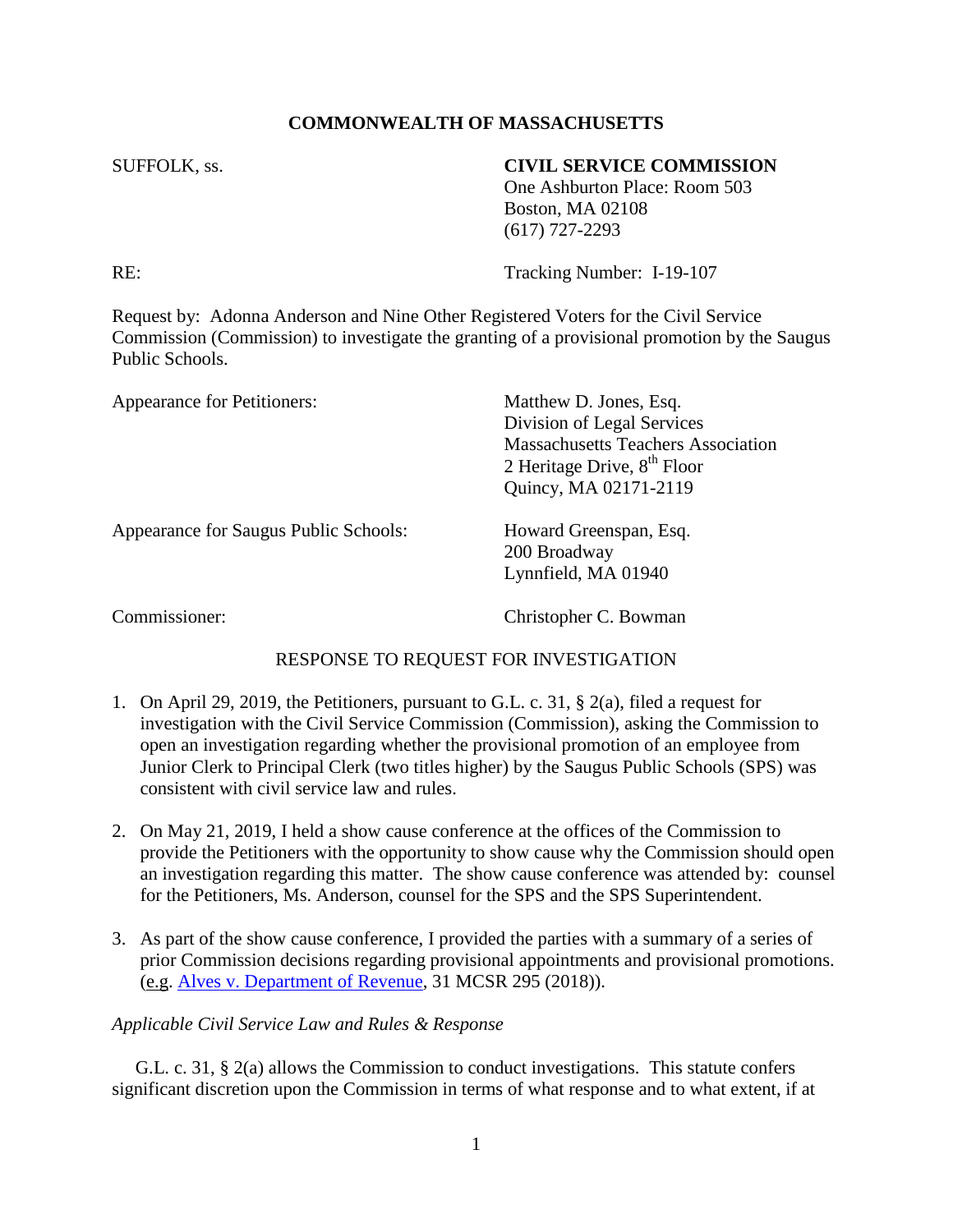**COMMONWEALTH OF MASSACHUSETTS**

SUFFOLK, ss.

**CIVIL SERVICE COMMISSION**
One Ashburton Place: Room 503
Boston, MA 02108
(617) 727-2293

RE: Tracking Number: I-19-107

Request by: Adonna Anderson and Nine Other Registered Voters for the Civil Service Commission (Commission) to investigate the granting of a provisional promotion by the Saugus Public Schools.

Appearance for Petitioners:
Matthew D. Jones, Esq.
Division of Legal Services
Massachusetts Teachers Association
2 Heritage Drive, 8th Floor
Quincy, MA 02171-2119

Appearance for Saugus Public Schools:
Howard Greenspan, Esq.
200 Broadway
Lynnfield, MA 01940

Commissioner: Christopher C. Bowman

RESPONSE TO REQUEST FOR INVESTIGATION

1. On April 29, 2019, the Petitioners, pursuant to G.L. c. 31, § 2(a), filed a request for investigation with the Civil Service Commission (Commission), asking the Commission to open an investigation regarding whether the provisional promotion of an employee from Junior Clerk to Principal Clerk (two titles higher) by the Saugus Public Schools (SPS) was consistent with civil service law and rules.

2. On May 21, 2019, I held a show cause conference at the offices of the Commission to provide the Petitioners with the opportunity to show cause why the Commission should open an investigation regarding this matter. The show cause conference was attended by: counsel for the Petitioners, Ms. Anderson, counsel for the SPS and the SPS Superintendent.

3. As part of the show cause conference, I provided the parties with a summary of a series of prior Commission decisions regarding provisional appointments and provisional promotions. (e.g. Alves v. Department of Revenue, 31 MCSR 295 (2018)).

*Applicable Civil Service Law and Rules & Response*

G.L. c. 31, § 2(a) allows the Commission to conduct investigations. This statute confers significant discretion upon the Commission in terms of what response and to what extent, if at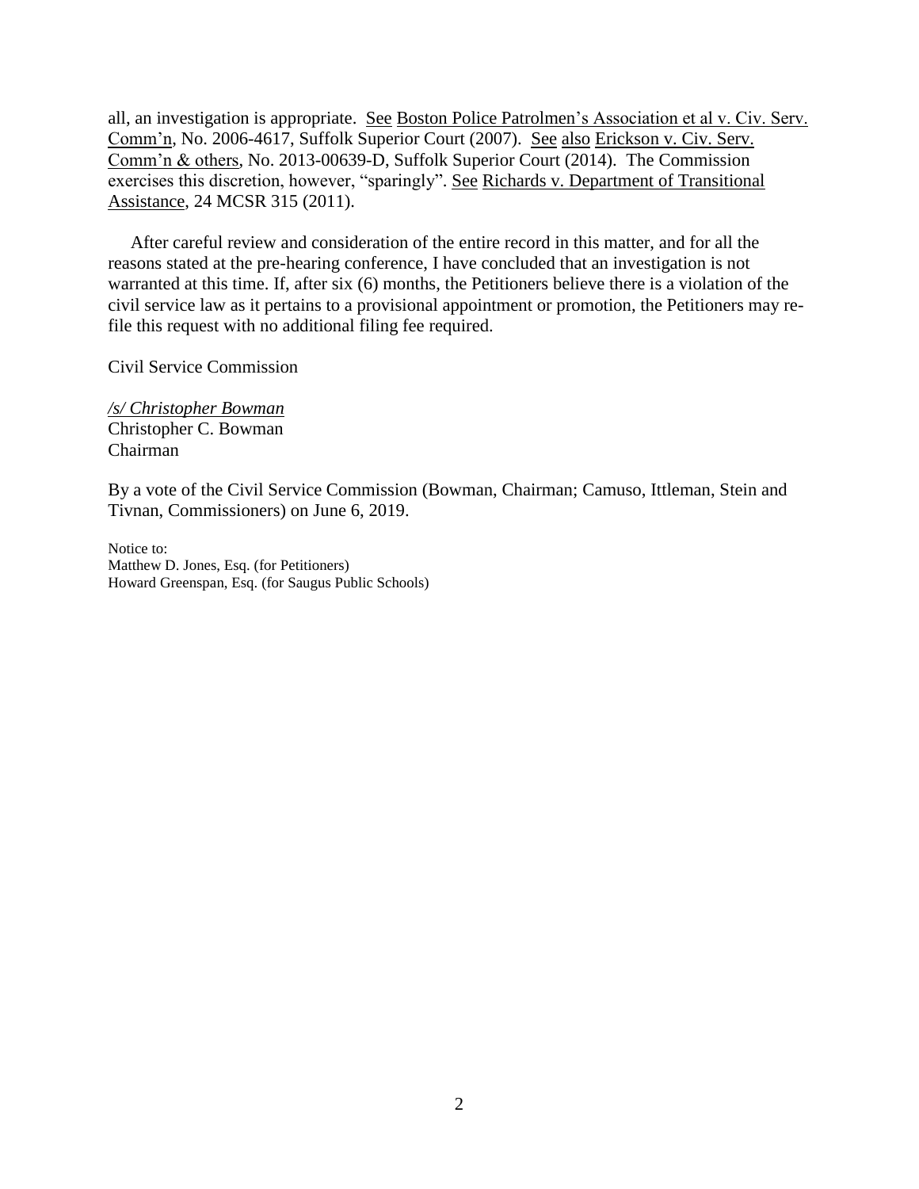all, an investigation is appropriate. See Boston Police Patrolmen's Association et al v. Civ. Serv. Comm'n, No. 2006-4617, Suffolk Superior Court (2007). See also Erickson v. Civ. Serv. Comm'n & others, No. 2013-00639-D, Suffolk Superior Court (2014). The Commission exercises this discretion, however, "sparingly". See Richards v. Department of Transitional Assistance, 24 MCSR 315 (2011).

After careful review and consideration of the entire record in this matter, and for all the reasons stated at the pre-hearing conference, I have concluded that an investigation is not warranted at this time. If, after six (6) months, the Petitioners believe there is a violation of the civil service law as it pertains to a provisional appointment or promotion, the Petitioners may re-file this request with no additional filing fee required.

Civil Service Commission

*/s/ Christopher Bowman*
Christopher C. Bowman
Chairman

By a vote of the Civil Service Commission (Bowman, Chairman; Camuso, Ittleman, Stein and Tivnan, Commissioners) on June 6, 2019.

Notice to:
Matthew D. Jones, Esq. (for Petitioners)
Howard Greenspan, Esq. (for Saugus Public Schools)